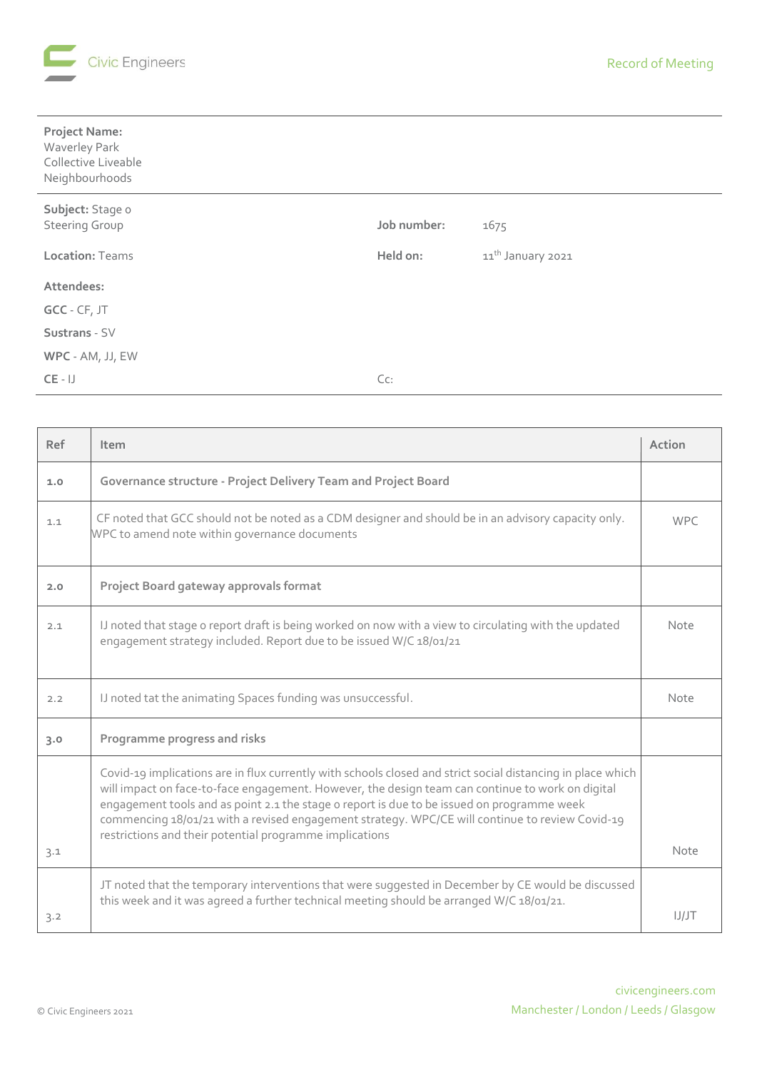Civic Engineers

Record of Meeting

**Project Name:**
Waverley Park
Collective Liveable
Neighbourhoods

**Subject:** Stage 0 Steering Group

**Job number:** 1675

**Location:** Teams

**Held on:** 11th January 2021

**Attendees:**

**GCC** - CF, JT

**Sustrans** - SV

**WPC** - AM, JJ, EW

**CE** - IJ

Cc:

| Ref | Item | Action |
|---|---|---|
| 1.0 | **Governance structure - Project Delivery Team and Project Board** | |
| 1.1 | CF noted that GCC should not be noted as a CDM designer and should be in an advisory capacity only. WPC to amend note within governance documents | WPC |
| 2.0 | **Project Board gateway approvals format** | |
| 2.1 | IJ noted that stage 0 report draft is being worked on now with a view to circulating with the updated engagement strategy included. Report due to be issued W/C 18/01/21 | Note |
| 2.2 | IJ noted tat the animating Spaces funding was unsuccessful. | Note |
| 3.0 | **Programme progress and risks** | |
| 3.1 | Covid-19 implications are in flux currently with schools closed and strict social distancing in place which will impact on face-to-face engagement. However, the design team can continue to work on digital engagement tools and as point 2.1 the stage 0 report is due to be issued on programme week commencing 18/01/21 with a revised engagement strategy. WPC/CE will continue to review Covid-19 restrictions and their potential programme implications | Note |
| 3.2 | JT noted that the temporary interventions that were suggested in December by CE would be discussed this week and it was agreed a further technical meeting should be arranged W/C 18/01/21. | IJ/JT |

© Civic Engineers 2021

civicengineers.com
Manchester / London / Leeds / Glasgow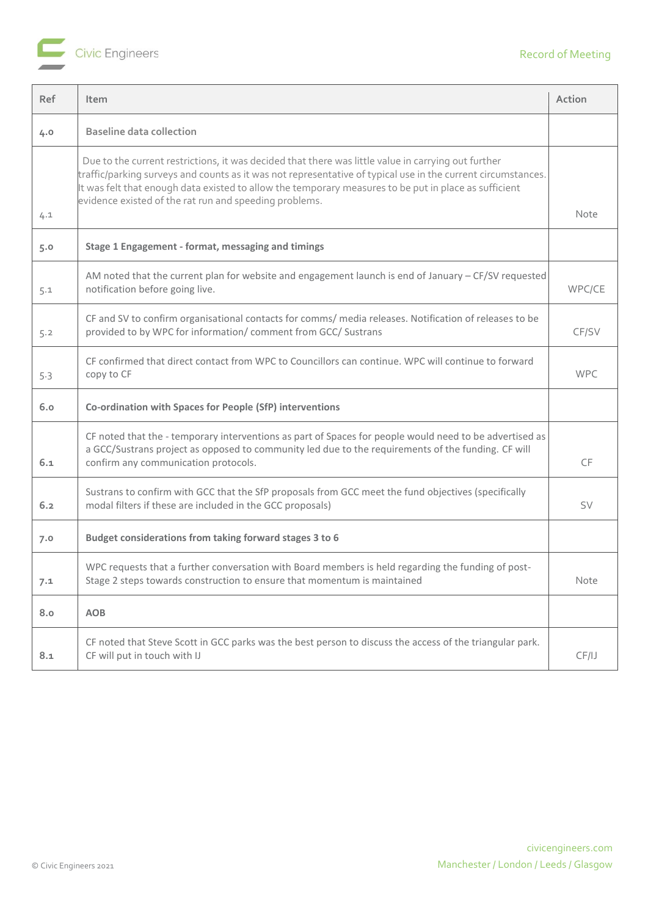| Ref | Item | Action |
|---|---|---|
| 4.0 | **Baseline data collection** | |
| 4.1 | Due to the current restrictions, it was decided that there was little value in carrying out further traffic/parking surveys and counts as it was not representative of typical use in the current circumstances. It was felt that enough data existed to allow the temporary measures to be put in place as sufficient evidence existed of the rat run and speeding problems. | Note |
| 5.0 | **Stage 1 Engagement - format, messaging and timings** | |
| 5.1 | AM noted that the current plan for website and engagement launch is end of January – CF/SV requested notification before going live. | WPC/CE |
| 5.2 | CF and SV to confirm organisational contacts for comms/ media releases. Notification of releases to be provided to by WPC for information/ comment from GCC/ Sustrans | CF/SV |
| 5.3 | CF confirmed that direct contact from WPC to Councillors can continue. WPC will continue to forward copy to CF | WPC |
| 6.0 | **Co-ordination with Spaces for People (SfP) interventions** | |
| 6.1 | CF noted that the - temporary interventions as part of Spaces for people would need to be advertised as a GCC/Sustrans project as opposed to community led due to the requirements of the funding. CF will confirm any communication protocols. | CF |
| 6.2 | Sustrans to confirm with GCC that the SfP proposals from GCC meet the fund objectives (specifically modal filters if these are included in the GCC proposals) | SV |
| 7.0 | **Budget considerations from taking forward stages 3 to 6** | |
| 7.1 | WPC requests that a further conversation with Board members is held regarding the funding of post-Stage 2 steps towards construction to ensure that momentum is maintained | Note |
| 8.0 | **AOB** | |
| 8.1 | CF noted that Steve Scott in GCC parks was the best person to discuss the access of the triangular park. CF will put in touch with IJ | CF/IJ |